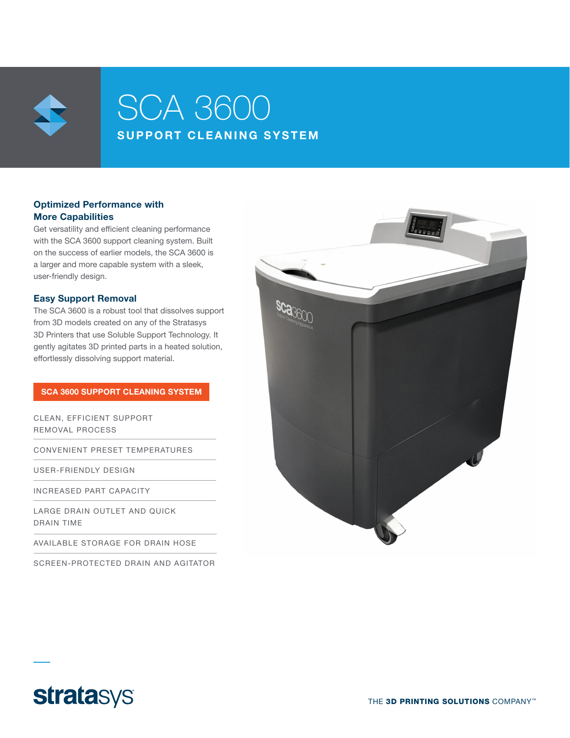# SCA 3600

## SUPPORT CLEANING SYSTEM

### Optimized Performance with More Capabilities

Get versatility and efficient cleaning performance with the SCA 3600 support cleaning system. Built on the success of earlier models, the SCA 3600 is a larger and more capable system with a sleek, user-friendly design.

### Easy Support Removal

The SCA 3600 is a robust tool that dissolves support from 3D models created on any of the Stratasys 3D Printers that use Soluble Support Technology. It gently agitates 3D printed parts in a heated solution, effortlessly dissolving support material.

**SCA 3600 SUPPORT CLEANING SYSTEM**

- CLEAN, EFFICIENT SUPPORT REMOVAL PROCESS
- CONVENIENT PRESET TEMPERATURES
- USER-FRIENDLY DESIGN
- INCREASED PART CAPACITY
- LARGE DRAIN OUTLET AND QUICK DRAIN TIME
- AVAILABLE STORAGE FOR DRAIN HOSE
- SCREEN-PROTECTED DRAIN AND AGITATOR

stratasys

THE **3D PRINTING SOLUTIONS** COMPANY™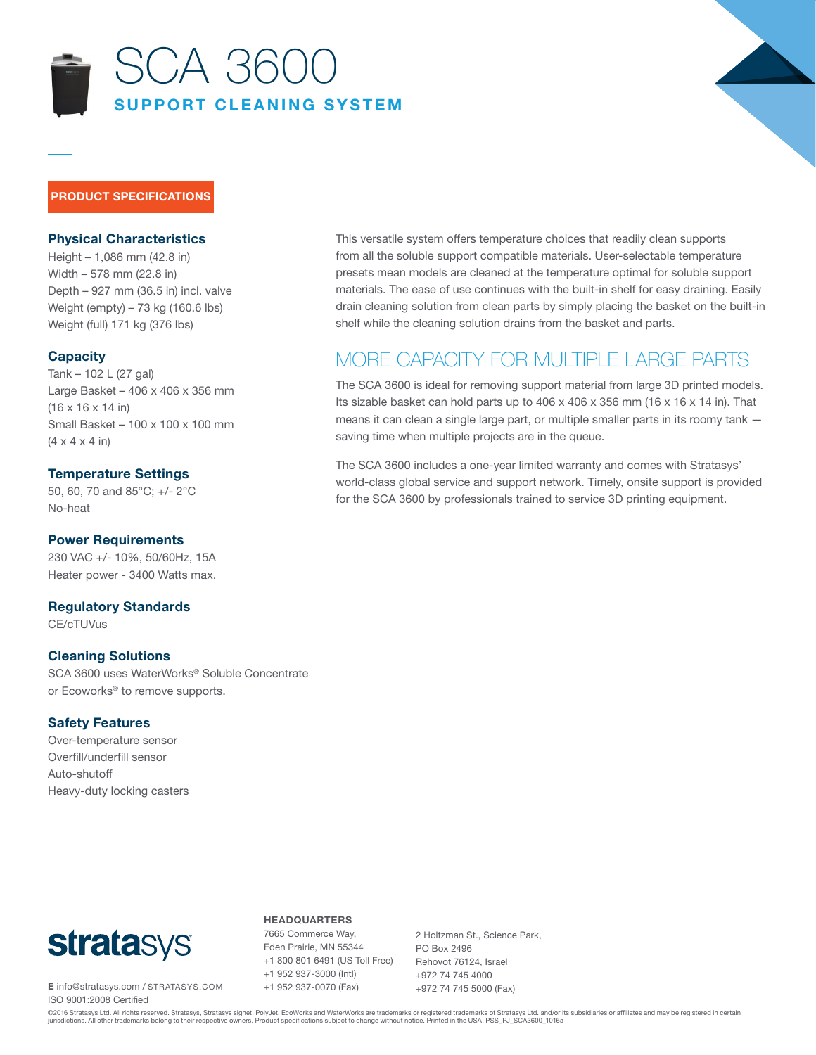# SCA 3600

## SUPPORT CLEANING SYSTEM

**PRODUCT SPECIFICATIONS**

### Physical Characteristics

Height – 1,086 mm (42.8 in)
Width – 578 mm (22.8 in)
Depth – 927 mm (36.5 in) incl. valve
Weight (empty) – 73 kg (160.6 lbs)
Weight (full) 171 kg (376 lbs)

### Capacity

Tank – 102 L (27 gal)
Large Basket – 406 x 406 x 356 mm (16 x 16 x 14 in)
Small Basket – 100 x 100 x 100 mm (4 x 4 x 4 in)

### Temperature Settings

50, 60, 70 and 85°C; +/- 2°C
No-heat

### Power Requirements

230 VAC +/- 10%, 50/60Hz, 15A
Heater power - 3400 Watts max.

### Regulatory Standards

CE/cTUVus

### Cleaning Solutions

SCA 3600 uses WaterWorks® Soluble Concentrate or Ecoworks® to remove supports.

### Safety Features

Over-temperature sensor
Overfill/underfill sensor
Auto-shutoff
Heavy-duty locking casters

This versatile system offers temperature choices that readily clean supports from all the soluble support compatible materials. User-selectable temperature presets mean models are cleaned at the temperature optimal for soluble support materials. The ease of use continues with the built-in shelf for easy draining. Easily drain cleaning solution from clean parts by simply placing the basket on the built-in shelf while the cleaning solution drains from the basket and parts.

## MORE CAPACITY FOR MULTIPLE LARGE PARTS

The SCA 3600 is ideal for removing support material from large 3D printed models. Its sizable basket can hold parts up to 406 x 406 x 356 mm (16 x 16 x 14 in). That means it can clean a single large part, or multiple smaller parts in its roomy tank — saving time when multiple projects are in the queue.

The SCA 3600 includes a one-year limited warranty and comes with Stratasys' world-class global service and support network. Timely, onsite support is provided for the SCA 3600 by professionals trained to service 3D printing equipment.

stratasys

**E** info@stratasys.com / STRATASYS.COM
ISO 9001:2008 Certified

**HEADQUARTERS**

7665 Commerce Way,
Eden Prairie, MN 55344
+1 800 801 6491 (US Toll Free)
+1 952 937-3000 (Intl)
+1 952 937-0070 (Fax)

2 Holtzman St., Science Park,
PO Box 2496
Rehovot 76124, Israel
+972 74 745 4000
+972 74 745 5000 (Fax)

©2016 Stratasys Ltd. All rights reserved. Stratasys, Stratasys signet, PolyJet, EcoWorks and WaterWorks are trademarks or registered trademarks of Stratasys Ltd. and/or its subsidiaries or affiliates and may be registered in certain jurisdictions. All other trademarks belong to their respective owners. Product specifications subject to change without notice. Printed in the USA. PSS_PJ_SCA3600_1016a